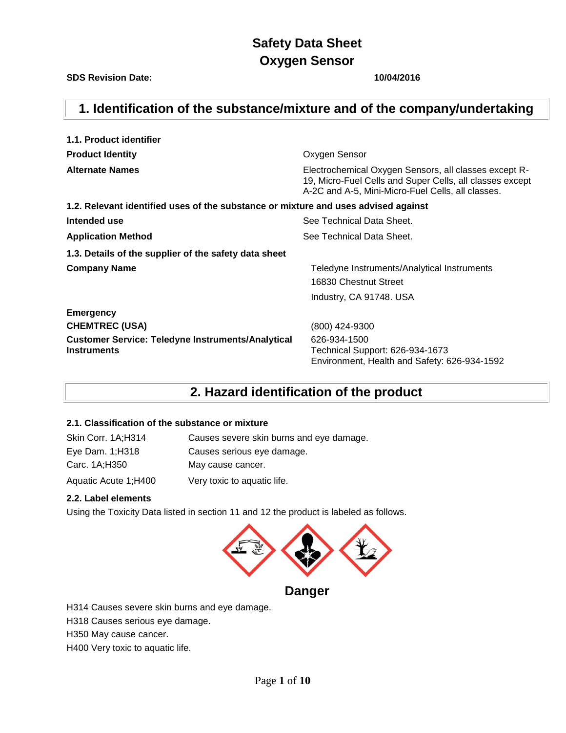# Safety Data Sheet
# Oxygen Sensor

**SDS Revision Date:** **10/04/2016**

## 1. Identification of the substance/mixture and of the company/undertaking

### 1.1. Product identifier

| | |
|---|---|
| **Product Identity** | Oxygen Sensor |
| **Alternate Names** | Electrochemical Oxygen Sensors, all classes except R-19, Micro-Fuel Cells and Super Cells, all classes except A-2C and A-5, Mini-Micro-Fuel Cells, all classes. |

### 1.2. Relevant identified uses of the substance or mixture and uses advised against

| | |
|---|---|
| **Intended use** | See Technical Data Sheet. |
| **Application Method** | See Technical Data Sheet. |

### 1.3. Details of the supplier of the safety data sheet

| | |
|---|---|
| **Company Name** | Teledyne Instruments/Analytical Instruments<br>16830 Chestnut Street<br>Industry, CA 91748. USA |
| **Emergency** | |
| **CHEMTREC (USA)** | (800) 424-9300 |
| **Customer Service: Teledyne Instruments/Analytical Instruments** | 626-934-1500<br>Technical Support: 626-934-1673<br>Environment, Health and Safety: 626-934-1592 |

## 2. Hazard identification of the product

### 2.1. Classification of the substance or mixture

| | |
|---|---|
| Skin Corr. 1A;H314 | Causes severe skin burns and eye damage. |
| Eye Dam. 1;H318 | Causes serious eye damage. |
| Carc. 1A;H350 | May cause cancer. |
| Aquatic Acute 1;H400 | Very toxic to aquatic life. |

### 2.2. Label elements

Using the Toxicity Data listed in section 11 and 12 the product is labeled as follows.

**Danger**

H314 Causes severe skin burns and eye damage.
H318 Causes serious eye damage.
H350 May cause cancer.
H400 Very toxic to aquatic life.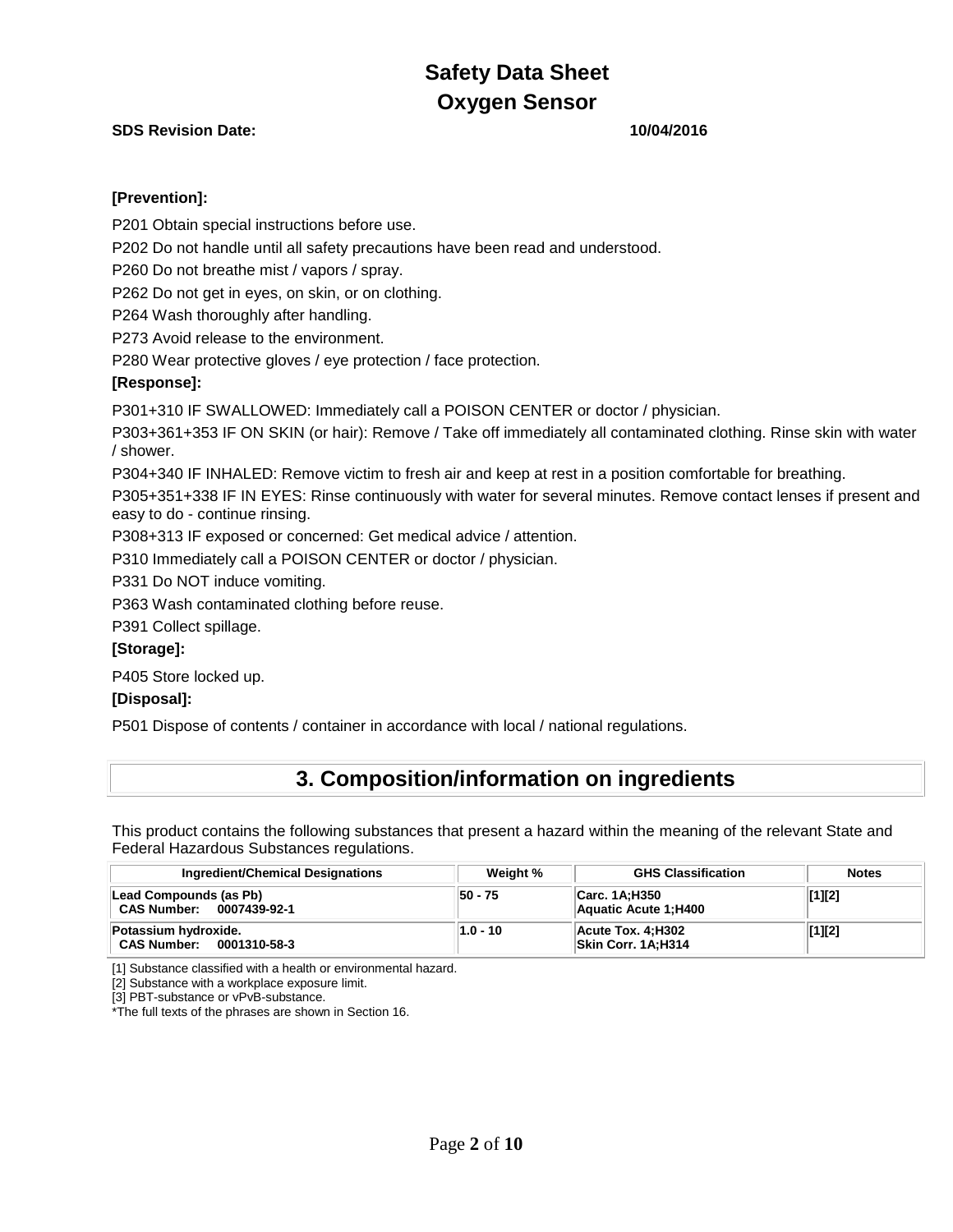**[Prevention]:**

P201 Obtain special instructions before use.

P202 Do not handle until all safety precautions have been read and understood.

P260 Do not breathe mist / vapors / spray.

P262 Do not get in eyes, on skin, or on clothing.

P264 Wash thoroughly after handling.

P273 Avoid release to the environment.

P280 Wear protective gloves / eye protection / face protection.

**[Response]:**

P301+310 IF SWALLOWED: Immediately call a POISON CENTER or doctor / physician.

P303+361+353 IF ON SKIN (or hair): Remove / Take off immediately all contaminated clothing. Rinse skin with water / shower.

P304+340 IF INHALED: Remove victim to fresh air and keep at rest in a position comfortable for breathing.

P305+351+338 IF IN EYES: Rinse continuously with water for several minutes. Remove contact lenses if present and easy to do - continue rinsing.

P308+313 IF exposed or concerned: Get medical advice / attention.

P310 Immediately call a POISON CENTER or doctor / physician.

P331 Do NOT induce vomiting.

P363 Wash contaminated clothing before reuse.

P391 Collect spillage.

**[Storage]:**

P405 Store locked up.

**[Disposal]:**

P501 Dispose of contents / container in accordance with local / national regulations.

# 3. Composition/information on ingredients

This product contains the following substances that present a hazard within the meaning of the relevant State and Federal Hazardous Substances regulations.

| Ingredient/Chemical Designations | Weight % | GHS Classification | Notes |
|---|---|---|---|
| **Lead Compounds (as Pb)**<br>**CAS Number: 0007439-92-1** | 50 - 75 | Carc. 1A;H350<br>Aquatic Acute 1;H400 | [1][2] |
| **Potassium hydroxide.**<br>**CAS Number: 0001310-58-3** | 1.0 - 10 | Acute Tox. 4;H302<br>Skin Corr. 1A;H314 | [1][2] |

[1] Substance classified with a health or environmental hazard.
[2] Substance with a workplace exposure limit.
[3] PBT-substance or vPvB-substance.
*The full texts of the phrases are shown in Section 16.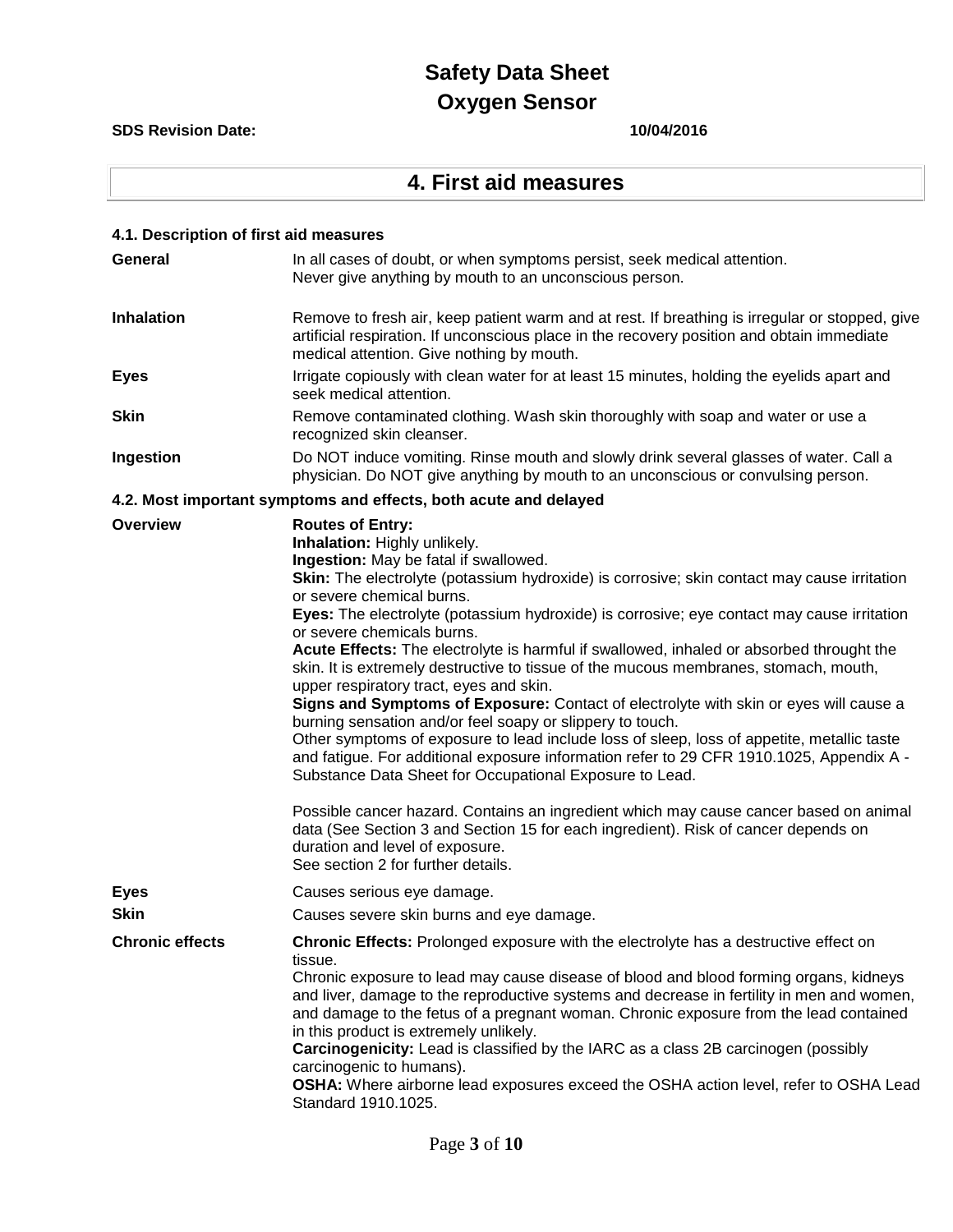# Safety Data Sheet

# Oxygen Sensor

**SDS Revision Date:** **10/04/2016**

## 4. First aid measures

### 4.1. Description of first aid measures

**General**

In all cases of doubt, or when symptoms persist, seek medical attention.
Never give anything by mouth to an unconscious person.

**Inhalation**

Remove to fresh air, keep patient warm and at rest. If breathing is irregular or stopped, give artificial respiration. If unconscious place in the recovery position and obtain immediate medical attention. Give nothing by mouth.

**Eyes**

Irrigate copiously with clean water for at least 15 minutes, holding the eyelids apart and seek medical attention.

**Skin**

Remove contaminated clothing. Wash skin thoroughly with soap and water or use a recognized skin cleanser.

**Ingestion**

Do NOT induce vomiting. Rinse mouth and slowly drink several glasses of water. Call a physician. Do NOT give anything by mouth to an unconscious or convulsing person.

### 4.2. Most important symptoms and effects, both acute and delayed

**Overview**

**Routes of Entry:**
**Inhalation:** Highly unlikely.
**Ingestion:** May be fatal if swallowed.
**Skin:** The electrolyte (potassium hydroxide) is corrosive; skin contact may cause irritation or severe chemical burns.
**Eyes:** The electrolyte (potassium hydroxide) is corrosive; eye contact may cause irritation or severe chemicals burns.
**Acute Effects:** The electrolyte is harmful if swallowed, inhaled or absorbed throught the skin. It is extremely destructive to tissue of the mucous membranes, stomach, mouth, upper respiratory tract, eyes and skin.
**Signs and Symptoms of Exposure:** Contact of electrolyte with skin or eyes will cause a burning sensation and/or feel soapy or slippery to touch.
Other symptoms of exposure to lead include loss of sleep, loss of appetite, metallic taste and fatigue. For additional exposure information refer to 29 CFR 1910.1025, Appendix A - Substance Data Sheet for Occupational Exposure to Lead.

Possible cancer hazard. Contains an ingredient which may cause cancer based on animal data (See Section 3 and Section 15 for each ingredient). Risk of cancer depends on duration and level of exposure.
See section 2 for further details.

**Eyes**

Causes serious eye damage.

**Skin**

Causes severe skin burns and eye damage.

**Chronic effects**

**Chronic Effects:** Prolonged exposure with the electrolyte has a destructive effect on tissue.
Chronic exposure to lead may cause disease of blood and blood forming organs, kidneys and liver, damage to the reproductive systems and decrease in fertility in men and women, and damage to the fetus of a pregnant woman. Chronic exposure from the lead contained in this product is extremely unlikely.
**Carcinogenicity:** Lead is classified by the IARC as a class 2B carcinogen (possibly carcinogenic to humans).
**OSHA:** Where airborne lead exposures exceed the OSHA action level, refer to OSHA Lead Standard 1910.1025.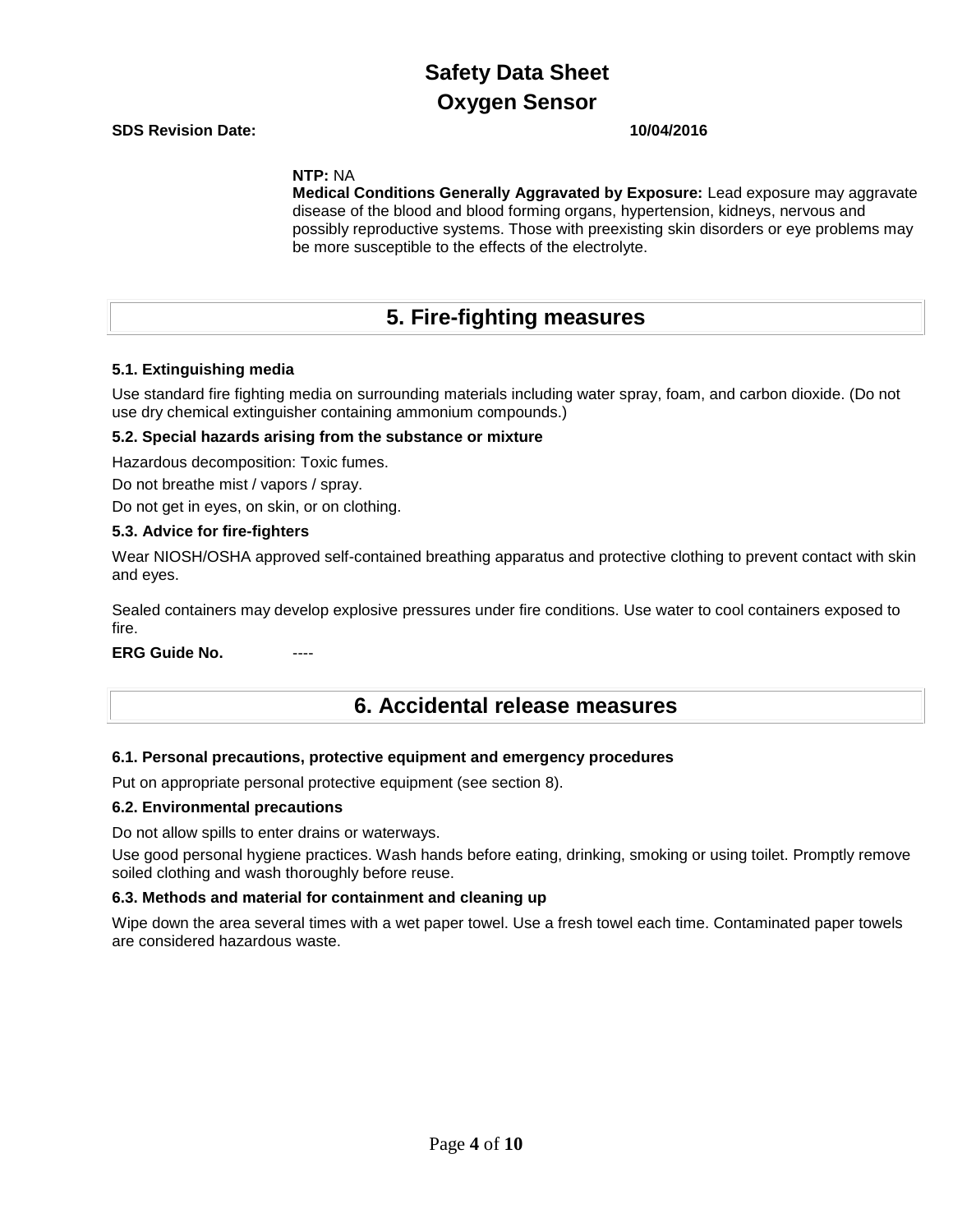**NTP:** NA

**Medical Conditions Generally Aggravated by Exposure:** Lead exposure may aggravate disease of the blood and blood forming organs, hypertension, kidneys, nervous and possibly reproductive systems. Those with preexisting skin disorders or eye problems may be more susceptible to the effects of the electrolyte.

## 5. Fire-fighting measures

### 5.1. Extinguishing media

Use standard fire fighting media on surrounding materials including water spray, foam, and carbon dioxide. (Do not use dry chemical extinguisher containing ammonium compounds.)

### 5.2. Special hazards arising from the substance or mixture

Hazardous decomposition: Toxic fumes.

Do not breathe mist / vapors / spray.

Do not get in eyes, on skin, or on clothing.

### 5.3. Advice for fire-fighters

Wear NIOSH/OSHA approved self-contained breathing apparatus and protective clothing to prevent contact with skin and eyes.

Sealed containers may develop explosive pressures under fire conditions. Use water to cool containers exposed to fire.

**ERG Guide No.** ----

## 6. Accidental release measures

### 6.1. Personal precautions, protective equipment and emergency procedures

Put on appropriate personal protective equipment (see section 8).

### 6.2. Environmental precautions

Do not allow spills to enter drains or waterways.

Use good personal hygiene practices. Wash hands before eating, drinking, smoking or using toilet. Promptly remove soiled clothing and wash thoroughly before reuse.

### 6.3. Methods and material for containment and cleaning up

Wipe down the area several times with a wet paper towel. Use a fresh towel each time. Contaminated paper towels are considered hazardous waste.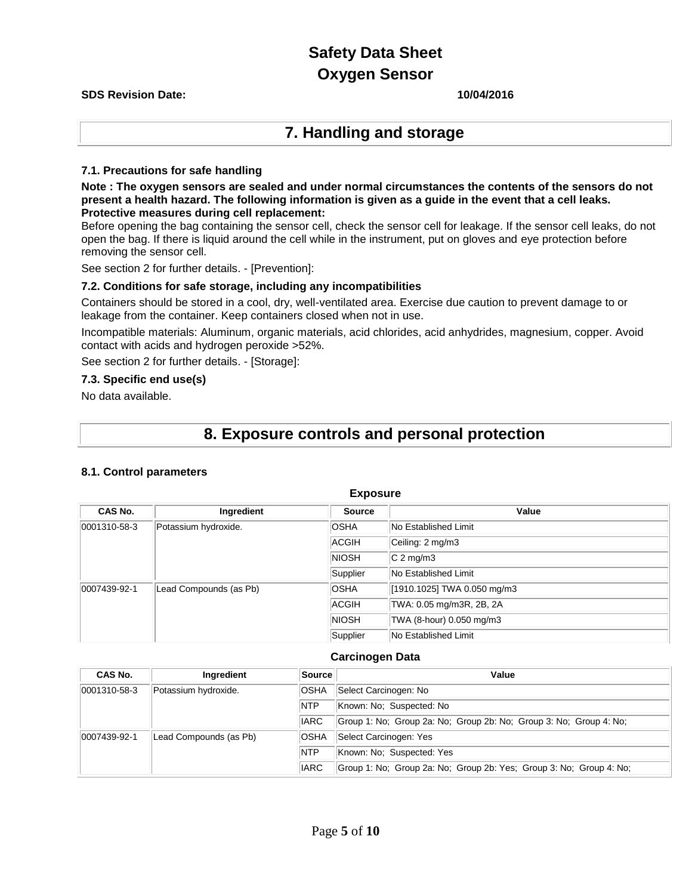## 7. Handling and storage

### 7.1. Precautions for safe handling

**Note : The oxygen sensors are sealed and under normal circumstances the contents of the sensors do not present a health hazard. The following information is given as a guide in the event that a cell leaks.**
**Protective measures during cell replacement:**

Before opening the bag containing the sensor cell, check the sensor cell for leakage. If the sensor cell leaks, do not open the bag. If there is liquid around the cell while in the instrument, put on gloves and eye protection before removing the sensor cell.

See section 2 for further details. - [Prevention]:

### 7.2. Conditions for safe storage, including any incompatibilities

Containers should be stored in a cool, dry, well-ventilated area. Exercise due caution to prevent damage to or leakage from the container. Keep containers closed when not in use.

Incompatible materials: Aluminum, organic materials, acid chlorides, acid anhydrides, magnesium, copper. Avoid contact with acids and hydrogen peroxide >52%.

See section 2 for further details. - [Storage]:

### 7.3. Specific end use(s)

No data available.

## 8. Exposure controls and personal protection

### 8.1. Control parameters

**Exposure**

| CAS No. | Ingredient | Source | Value |
|---|---|---|---|
| 0001310-58-3 | Potassium hydroxide. | OSHA | No Established Limit |
| | | ACGIH | Ceiling: 2 mg/m3 |
| | | NIOSH | C 2 mg/m3 |
| | | Supplier | No Established Limit |
| 0007439-92-1 | Lead Compounds (as Pb) | OSHA | [1910.1025] TWA 0.050 mg/m3 |
| | | ACGIH | TWA: 0.05 mg/m3R, 2B, 2A |
| | | NIOSH | TWA (8-hour) 0.050 mg/m3 |
| | | Supplier | No Established Limit |

**Carcinogen Data**

| CAS No. | Ingredient | Source | Value |
|---|---|---|---|
| 0001310-58-3 | Potassium hydroxide. | OSHA | Select Carcinogen: No |
| | | NTP | Known: No; Suspected: No |
| | | IARC | Group 1: No; Group 2a: No; Group 2b: No; Group 3: No; Group 4: No; |
| 0007439-92-1 | Lead Compounds (as Pb) | OSHA | Select Carcinogen: Yes |
| | | NTP | Known: No; Suspected: Yes |
| | | IARC | Group 1: No; Group 2a: No; Group 2b: Yes; Group 3: No; Group 4: No; |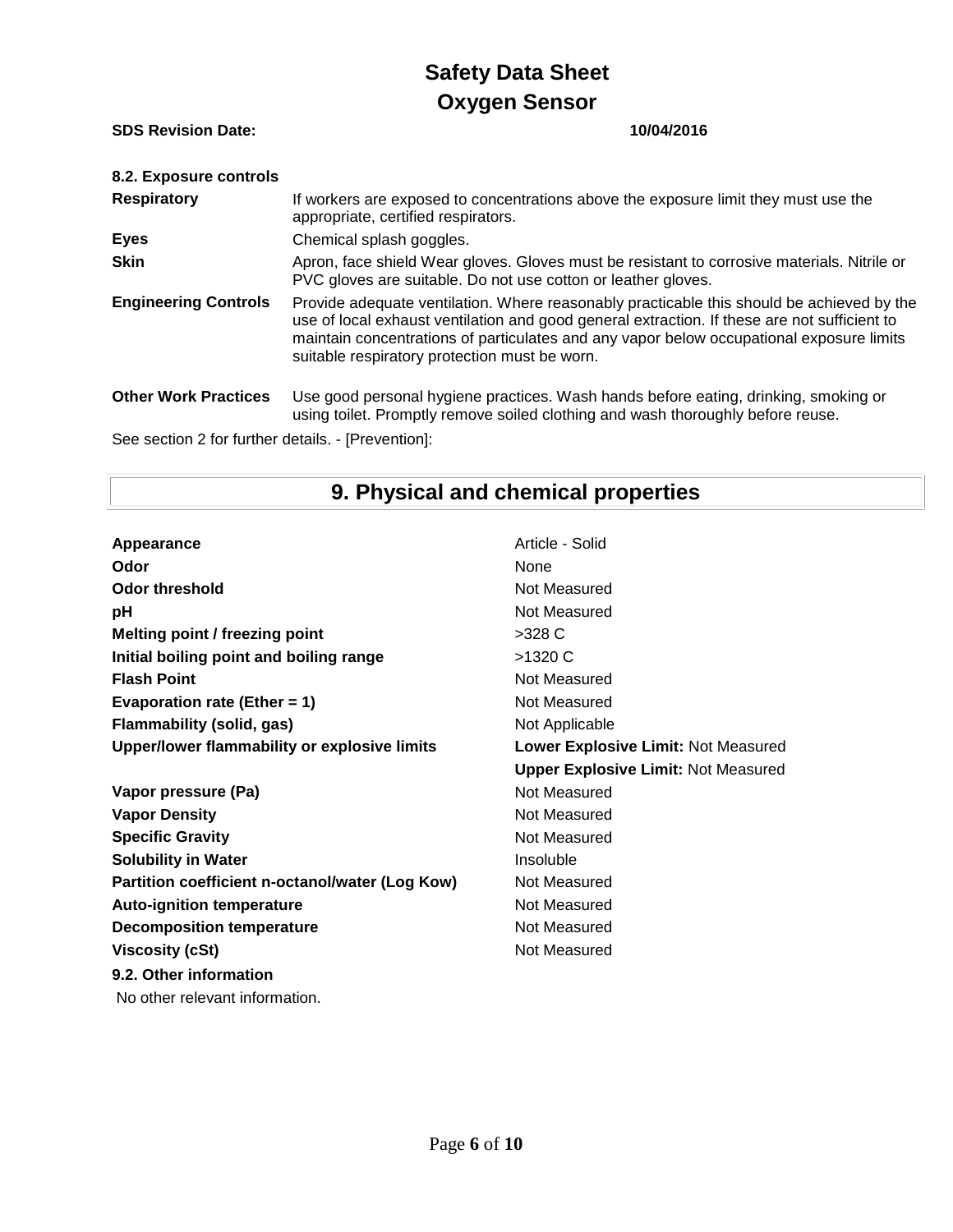**SDS Revision Date:** 10/04/2016

**8.2. Exposure controls**

| | |
|---|---|
| **Respiratory** | If workers are exposed to concentrations above the exposure limit they must use the appropriate, certified respirators. |
| **Eyes** | Chemical splash goggles. |
| **Skin** | Apron, face shield Wear gloves. Gloves must be resistant to corrosive materials. Nitrile or PVC gloves are suitable. Do not use cotton or leather gloves. |
| **Engineering Controls** | Provide adequate ventilation. Where reasonably practicable this should be achieved by the use of local exhaust ventilation and good general extraction. If these are not sufficient to maintain concentrations of particulates and any vapor below occupational exposure limits suitable respiratory protection must be worn. |
| **Other Work Practices** | Use good personal hygiene practices. Wash hands before eating, drinking, smoking or using toilet. Promptly remove soiled clothing and wash thoroughly before reuse. |

See section 2 for further details. - [Prevention]:

## 9. Physical and chemical properties

| | |
|---|---|
| **Appearance** | Article - Solid |
| **Odor** | None |
| **Odor threshold** | Not Measured |
| **pH** | Not Measured |
| **Melting point / freezing point** | >328 C |
| **Initial boiling point and boiling range** | >1320 C |
| **Flash Point** | Not Measured |
| **Evaporation rate (Ether = 1)** | Not Measured |
| **Flammability (solid, gas)** | Not Applicable |
| **Upper/lower flammability or explosive limits** | **Lower Explosive Limit:** Not Measured<br>**Upper Explosive Limit:** Not Measured |
| **Vapor pressure (Pa)** | Not Measured |
| **Vapor Density** | Not Measured |
| **Specific Gravity** | Not Measured |
| **Solubility in Water** | Insoluble |
| **Partition coefficient n-octanol/water (Log Kow)** | Not Measured |
| **Auto-ignition temperature** | Not Measured |
| **Decomposition temperature** | Not Measured |
| **Viscosity (cSt)** | Not Measured |

**9.2. Other information**

No other relevant information.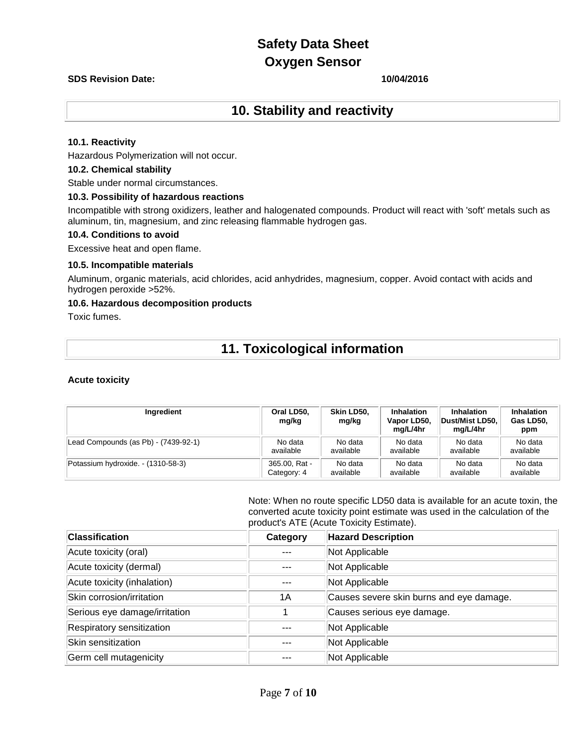# Safety Data Sheet
# Oxygen Sensor

**SDS Revision Date:** 10/04/2016

## 10. Stability and reactivity

**10.1. Reactivity**

Hazardous Polymerization will not occur.

**10.2. Chemical stability**

Stable under normal circumstances.

**10.3. Possibility of hazardous reactions**

Incompatible with strong oxidizers, leather and halogenated compounds. Product will react with 'soft' metals such as aluminum, tin, magnesium, and zinc releasing flammable hydrogen gas.

**10.4. Conditions to avoid**

Excessive heat and open flame.

**10.5. Incompatible materials**

Aluminum, organic materials, acid chlorides, acid anhydrides, magnesium, copper. Avoid contact with acids and hydrogen peroxide >52%.

**10.6. Hazardous decomposition products**

Toxic fumes.

## 11. Toxicological information

**Acute toxicity**

| Ingredient | Oral LD50, mg/kg | Skin LD50, mg/kg | Inhalation Vapor LD50, mg/L/4hr | Inhalation Dust/Mist LD50, mg/L/4hr | Inhalation Gas LD50, ppm |
|---|---|---|---|---|---|
| Lead Compounds (as Pb) - (7439-92-1) | No data available | No data available | No data available | No data available | No data available |
| Potassium hydroxide. - (1310-58-3) | 365.00, Rat - Category: 4 | No data available | No data available | No data available | No data available |

Note: When no route specific LD50 data is available for an acute toxin, the converted acute toxicity point estimate was used in the calculation of the product's ATE (Acute Toxicity Estimate).

| Classification | Category | Hazard Description |
|---|---|---|
| Acute toxicity (oral) | --- | Not Applicable |
| Acute toxicity (dermal) | --- | Not Applicable |
| Acute toxicity (inhalation) | --- | Not Applicable |
| Skin corrosion/irritation | 1A | Causes severe skin burns and eye damage. |
| Serious eye damage/irritation | 1 | Causes serious eye damage. |
| Respiratory sensitization | --- | Not Applicable |
| Skin sensitization | --- | Not Applicable |
| Germ cell mutagenicity | --- | Not Applicable |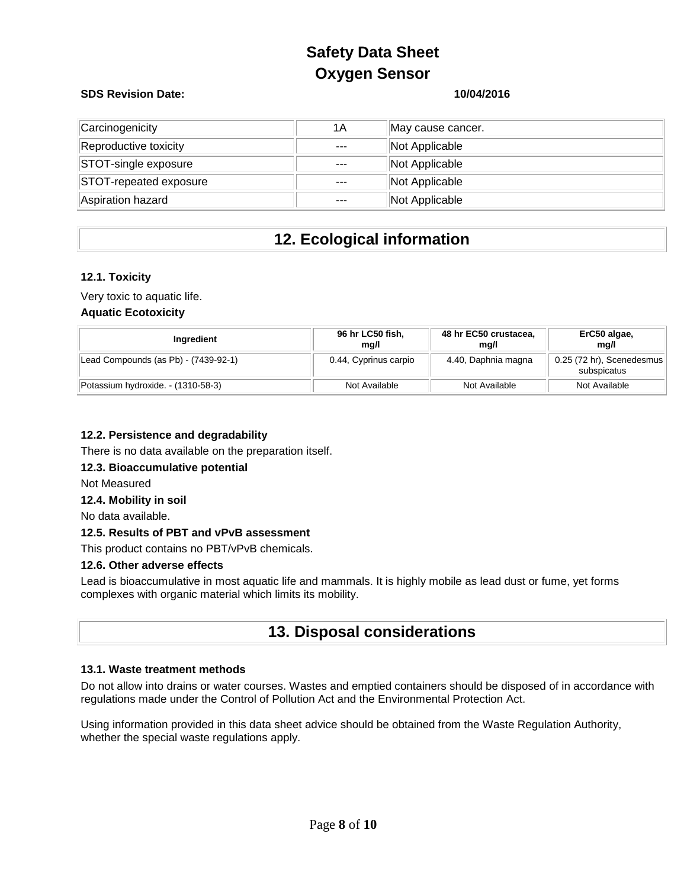| Carcinogenicity | 1A | May cause cancer. |
| --- | --- | --- |
| Reproductive toxicity | --- | Not Applicable |
| STOT-single exposure | --- | Not Applicable |
| STOT-repeated exposure | --- | Not Applicable |
| Aspiration hazard | --- | Not Applicable |

# 12. Ecological information

### 12.1. Toxicity

Very toxic to aquatic life.

**Aquatic Ecotoxicity**

| Ingredient | 96 hr LC50 fish, mg/l | 48 hr EC50 crustacea, mg/l | ErC50 algae, mg/l |
| --- | --- | --- | --- |
| Lead Compounds (as Pb) - (7439-92-1) | 0.44, Cyprinus carpio | 4.40, Daphnia magna | 0.25 (72 hr), Scenedesmus subspicatus |
| Potassium hydroxide. - (1310-58-3) | Not Available | Not Available | Not Available |

### 12.2. Persistence and degradability

There is no data available on the preparation itself.

### 12.3. Bioaccumulative potential

Not Measured

### 12.4. Mobility in soil

No data available.

### 12.5. Results of PBT and vPvB assessment

This product contains no PBT/vPvB chemicals.

### 12.6. Other adverse effects

Lead is bioaccumulative in most aquatic life and mammals. It is highly mobile as lead dust or fume, yet forms complexes with organic material which limits its mobility.

# 13. Disposal considerations

### 13.1. Waste treatment methods

Do not allow into drains or water courses. Wastes and emptied containers should be disposed of in accordance with regulations made under the Control of Pollution Act and the Environmental Protection Act.

Using information provided in this data sheet advice should be obtained from the Waste Regulation Authority, whether the special waste regulations apply.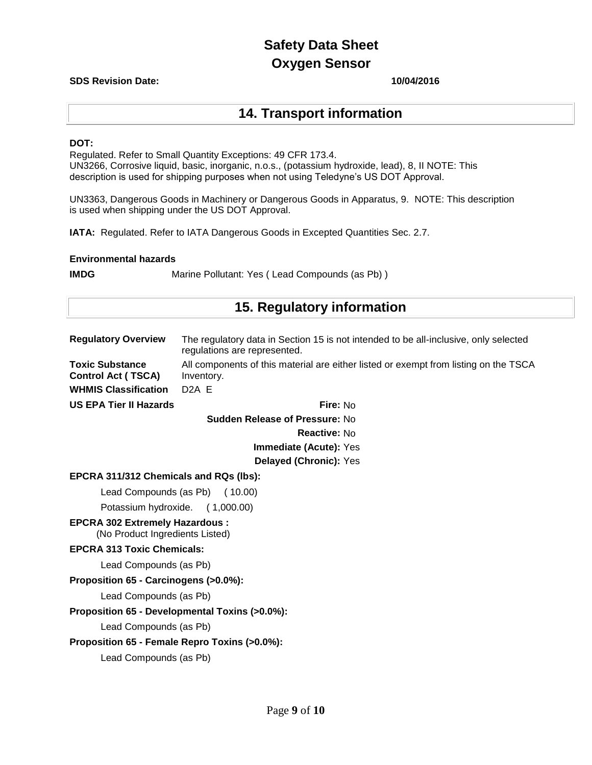## 14. Transport information

**DOT:**
Regulated. Refer to Small Quantity Exceptions: 49 CFR 173.4.
UN3266, Corrosive liquid, basic, inorganic, n.o.s., (potassium hydroxide, lead), 8, II NOTE: This description is used for shipping purposes when not using Teledyne's US DOT Approval.

UN3363, Dangerous Goods in Machinery or Dangerous Goods in Apparatus, 9. NOTE: This description is used when shipping under the US DOT Approval.

**IATA:** Regulated. Refer to IATA Dangerous Goods in Excepted Quantities Sec. 2.7.

**Environmental hazards**

**IMDG** Marine Pollutant: Yes ( Lead Compounds (as Pb) )

## 15. Regulatory information

| | |
|---|---|
| **Regulatory Overview** | The regulatory data in Section 15 is not intended to be all-inclusive, only selected regulations are represented. |
| **Toxic Substance Control Act ( TSCA)** | All components of this material are either listed or exempt from listing on the TSCA Inventory. |
| **WHMIS Classification** | D2A E |

**US EPA Tier II Hazards**

**Fire:** No
**Sudden Release of Pressure:** No
**Reactive:** No
**Immediate (Acute):** Yes
**Delayed (Chronic):** Yes

**EPCRA 311/312 Chemicals and RQs (lbs):**

Lead Compounds (as Pb) ( 10.00)

Potassium hydroxide. ( 1,000.00)

**EPCRA 302 Extremely Hazardous :**
(No Product Ingredients Listed)

**EPCRA 313 Toxic Chemicals:**

Lead Compounds (as Pb)

**Proposition 65 - Carcinogens (>0.0%):**

Lead Compounds (as Pb)

**Proposition 65 - Developmental Toxins (>0.0%):**

Lead Compounds (as Pb)

**Proposition 65 - Female Repro Toxins (>0.0%):**

Lead Compounds (as Pb)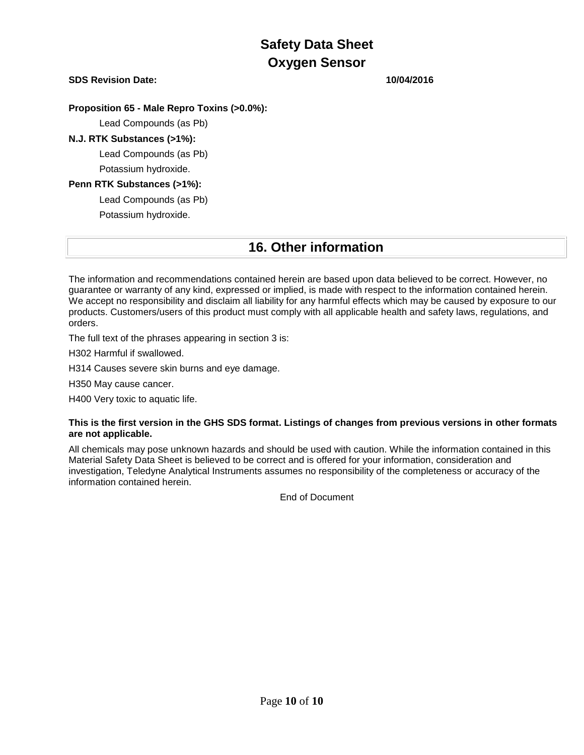**Proposition 65 - Male Repro Toxins (>0.0%):**

Lead Compounds (as Pb)

**N.J. RTK Substances (>1%):**

Lead Compounds (as Pb)

Potassium hydroxide.

**Penn RTK Substances (>1%):**

Lead Compounds (as Pb)

Potassium hydroxide.

## 16. Other information

The information and recommendations contained herein are based upon data believed to be correct. However, no guarantee or warranty of any kind, expressed or implied, is made with respect to the information contained herein. We accept no responsibility and disclaim all liability for any harmful effects which may be caused by exposure to our products. Customers/users of this product must comply with all applicable health and safety laws, regulations, and orders.

The full text of the phrases appearing in section 3 is:

H302 Harmful if swallowed.

H314 Causes severe skin burns and eye damage.

H350 May cause cancer.

H400 Very toxic to aquatic life.

**This is the first version in the GHS SDS format. Listings of changes from previous versions in other formats are not applicable.**

All chemicals may pose unknown hazards and should be used with caution. While the information contained in this Material Safety Data Sheet is believed to be correct and is offered for your information, consideration and investigation, Teledyne Analytical Instruments assumes no responsibility of the completeness or accuracy of the information contained herein.

End of Document